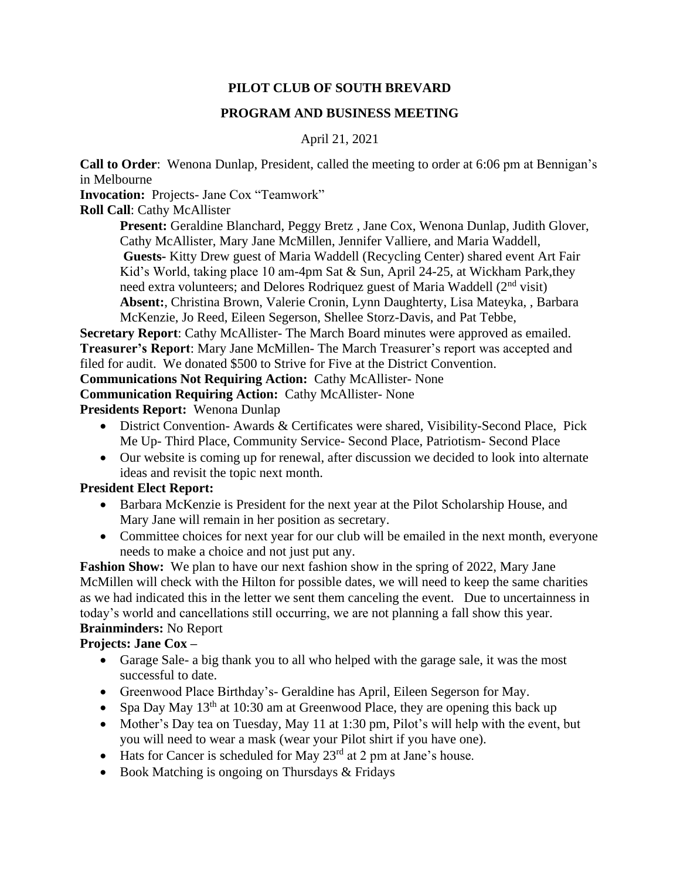# PILOT CLUB OF SOUTH BREVARD

## PROGRAM AND BUSINESS MEETING

April 21, 2021

**Call to Order**: Wenona Dunlap, President, called the meeting to order at 6:06 pm at Bennigan's in Melbourne

**Invocation:** Projects- Jane Cox "Teamwork"

**Roll Call**: Cathy McAllister

> **Present:** Geraldine Blanchard, Peggy Bretz , Jane Cox, Wenona Dunlap, Judith Glover, Cathy McAllister, Mary Jane McMillen, Jennifer Valliere, and Maria Waddell,
>
> **Guests-** Kitty Drew guest of Maria Waddell (Recycling Center) shared event Art Fair Kid's World, taking place 10 am-4pm Sat & Sun, April 24-25, at Wickham Park,they need extra volunteers; and Delores Rodriquez guest of Maria Waddell (2nd visit)
>
> **Absent:**, Christina Brown, Valerie Cronin, Lynn Daughterty, Lisa Mateyka, , Barbara McKenzie, Jo Reed, Eileen Segerson, Shellee Storz-Davis, and Pat Tebbe,

**Secretary Report**: Cathy McAllister- The March Board minutes were approved as emailed.

**Treasurer's Report**: Mary Jane McMillen- The March Treasurer's report was accepted and filed for audit. We donated $500 to Strive for Five at the District Convention.

**Communications Not Requiring Action:** Cathy McAllister- None

**Communication Requiring Action:** Cathy McAllister- None

**Presidents Report:** Wenona Dunlap

- District Convention- Awards & Certificates were shared, Visibility-Second Place, Pick Me Up- Third Place, Community Service- Second Place, Patriotism- Second Place
- Our website is coming up for renewal, after discussion we decided to look into alternate ideas and revisit the topic next month.

**President Elect Report:**

- Barbara McKenzie is President for the next year at the Pilot Scholarship House, and Mary Jane will remain in her position as secretary.
- Committee choices for next year for our club will be emailed in the next month, everyone needs to make a choice and not just put any.

**Fashion Show:** We plan to have our next fashion show in the spring of 2022, Mary Jane McMillen will check with the Hilton for possible dates, we will need to keep the same charities as we had indicated this in the letter we sent them canceling the event. Due to uncertainness in today's world and cancellations still occurring, we are not planning a fall show this year.

**Brainminders:** No Report

**Projects: Jane Cox –**

- Garage Sale- a big thank you to all who helped with the garage sale, it was the most successful to date.
- Greenwood Place Birthday's- Geraldine has April, Eileen Segerson for May.
- Spa Day May 13th at 10:30 am at Greenwood Place, they are opening this back up
- Mother's Day tea on Tuesday, May 11 at 1:30 pm, Pilot's will help with the event, but you will need to wear a mask (wear your Pilot shirt if you have one).
- Hats for Cancer is scheduled for May 23rd at 2 pm at Jane's house.
- Book Matching is ongoing on Thursdays & Fridays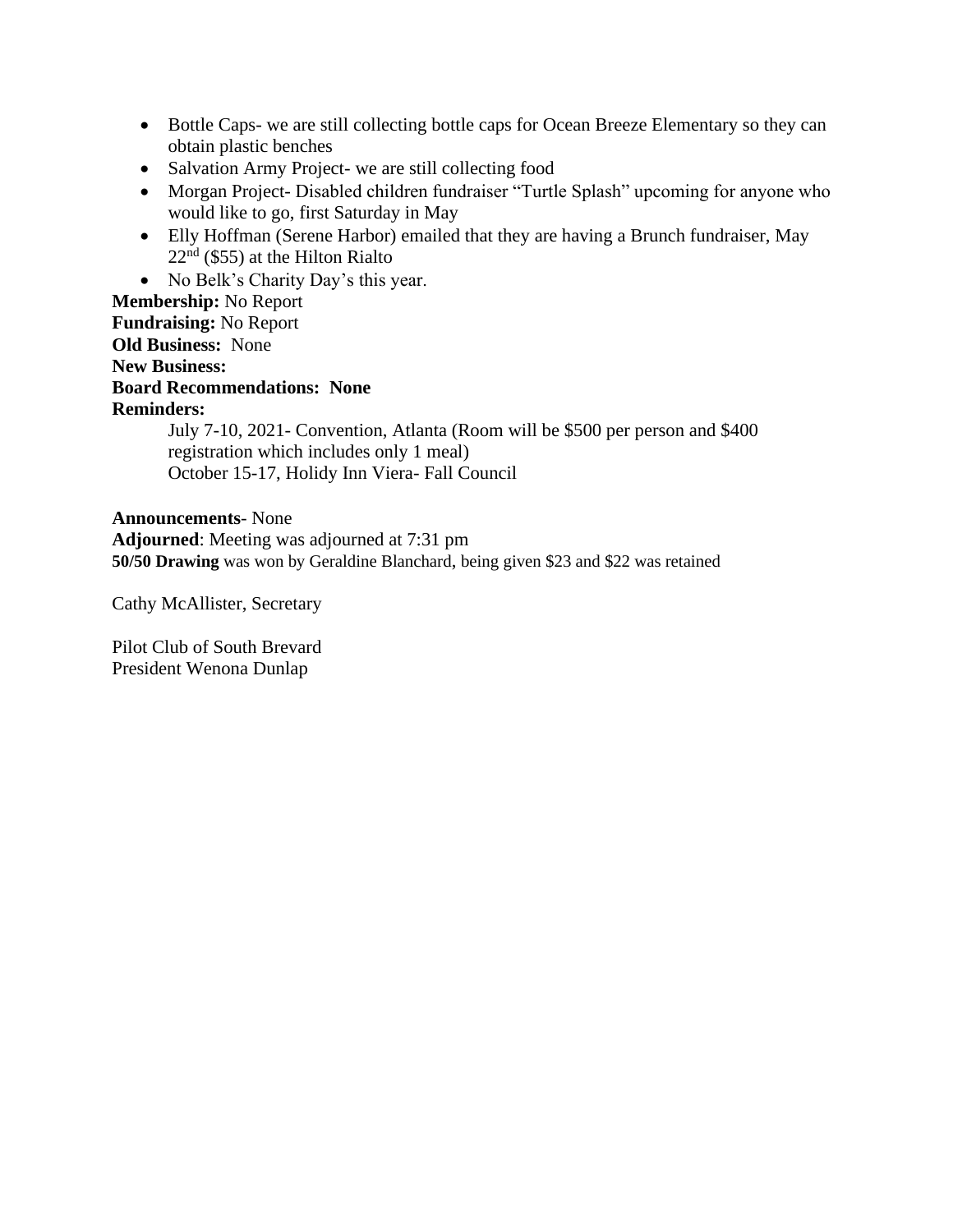- Bottle Caps- we are still collecting bottle caps for Ocean Breeze Elementary so they can obtain plastic benches
- Salvation Army Project- we are still collecting food
- Morgan Project- Disabled children fundraiser "Turtle Splash" upcoming for anyone who would like to go, first Saturday in May
- Elly Hoffman (Serene Harbor) emailed that they are having a Brunch fundraiser, May 22nd ($55) at the Hilton Rialto
- No Belk's Charity Day's this year.

**Membership:** No Report
**Fundraising:** No Report
**Old Business:** None
**New Business:**
**Board Recommendations: None**
**Reminders:**

July 7-10, 2021- Convention, Atlanta (Room will be $500 per person and $400 registration which includes only 1 meal)
October 15-17, Holidy Inn Viera- Fall Council

**Announcements**- None
**Adjourned**: Meeting was adjourned at 7:31 pm
**50/50 Drawing** was won by Geraldine Blanchard, being given $23 and $22 was retained

Cathy McAllister, Secretary

Pilot Club of South Brevard
President Wenona Dunlap